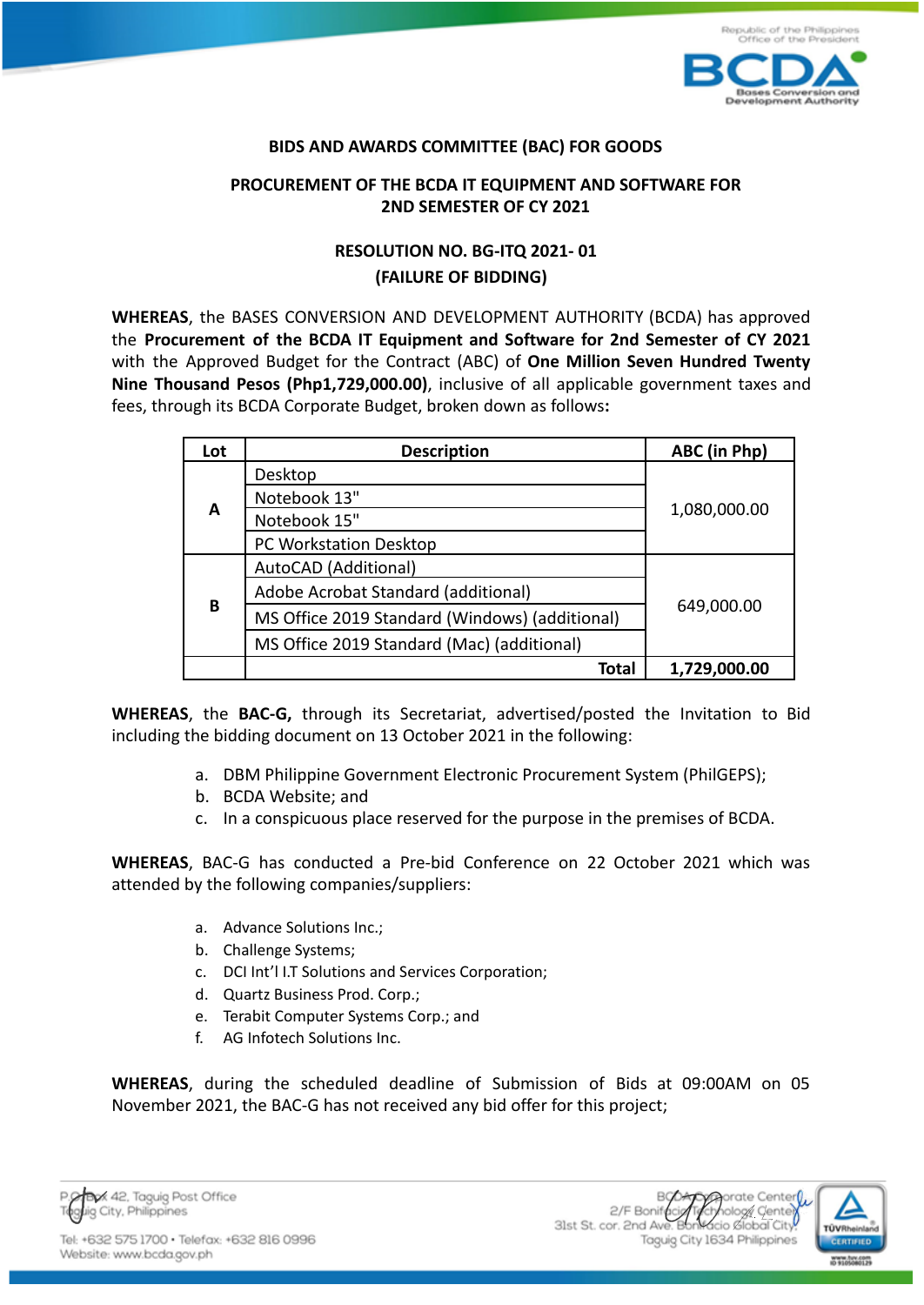**BIDS AND AWARDS COMMITTEE (BAC) FOR GOODS**

**PROCUREMENT OF THE BCDA IT EQUIPMENT AND SOFTWARE FOR 2ND SEMESTER OF CY 2021**

**RESOLUTION NO. BG-ITQ 2021- 01**
**(FAILURE OF BIDDING)**

**WHEREAS**, the BASES CONVERSION AND DEVELOPMENT AUTHORITY (BCDA) has approved the **Procurement of the BCDA IT Equipment and Software for 2nd Semester of CY 2021** with the Approved Budget for the Contract (ABC) of **One Million Seven Hundred Twenty Nine Thousand Pesos (Php1,729,000.00)**, inclusive of all applicable government taxes and fees, through its BCDA Corporate Budget, broken down as follows**:**

| Lot | Description | ABC (in Php) |
|---|---|---|
| A | Desktop | 1,080,000.00 |
| | Notebook 13" | |
| | Notebook 15" | |
| | PC Workstation Desktop | |
| B | AutoCAD (Additional) | 649,000.00 |
| | Adobe Acrobat Standard (additional) | |
| | MS Office 2019 Standard (Windows) (additional) | |
| | MS Office 2019 Standard (Mac) (additional) | |
| | **Total** | **1,729,000.00** |

**WHEREAS**, the **BAC-G,** through its Secretariat, advertised/posted the Invitation to Bid including the bidding document on 13 October 2021 in the following:

a. DBM Philippine Government Electronic Procurement System (PhilGEPS);
b. BCDA Website; and
c. In a conspicuous place reserved for the purpose in the premises of BCDA.

**WHEREAS**, BAC-G has conducted a Pre-bid Conference on 22 October 2021 which was attended by the following companies/suppliers:

a. Advance Solutions Inc.;
b. Challenge Systems;
c. DCI Int'l I.T Solutions and Services Corporation;
d. Quartz Business Prod. Corp.;
e. Terabit Computer Systems Corp.; and
f. AG Infotech Solutions Inc.

**WHEREAS**, during the scheduled deadline of Submission of Bids at 09:00AM on 05 November 2021, the BAC-G has not received any bid offer for this project;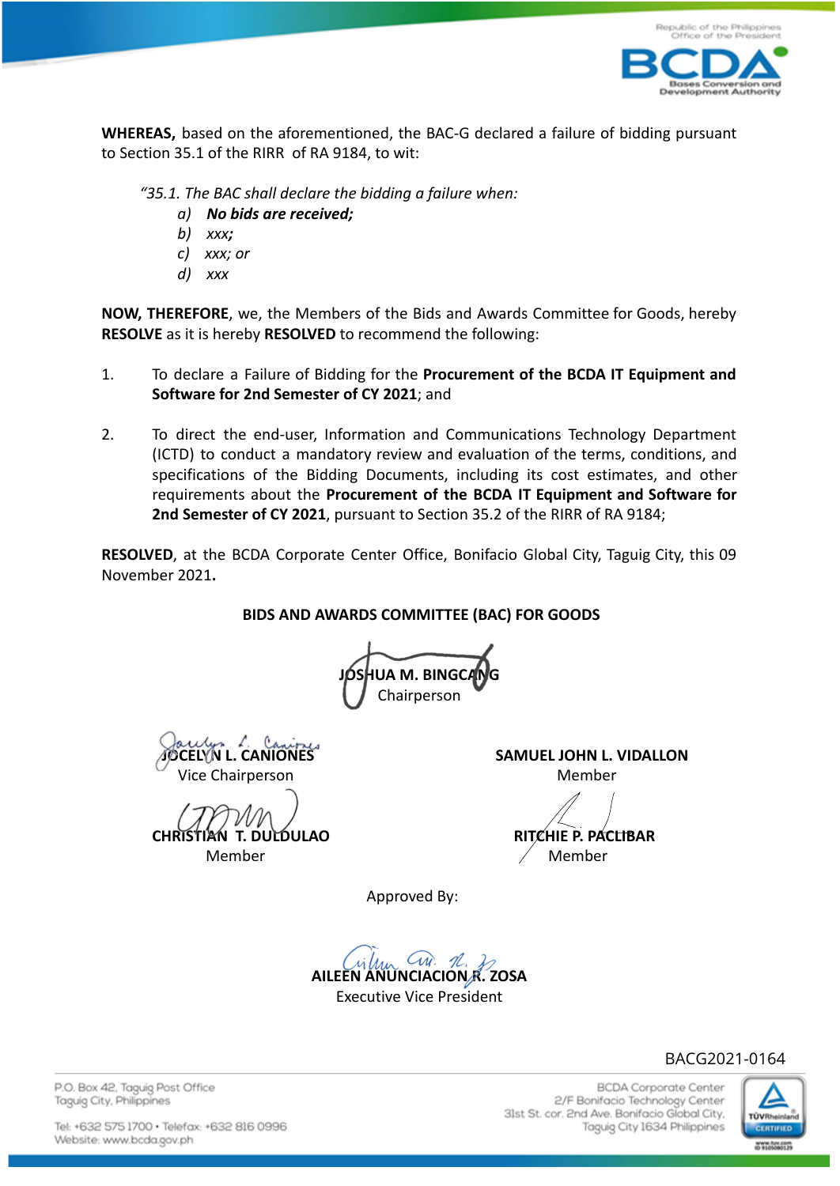**WHEREAS,** based on the aforementioned, the BAC-G declared a failure of bidding pursuant to Section 35.1 of the RIRR of RA 9184, to wit:

> *"35.1. The BAC shall declare the bidding a failure when:*
> *a)* ***No bids are received;***
> *b) xxx;*
> *c) xxx; or*
> *d) xxx*

**NOW, THEREFORE**, we, the Members of the Bids and Awards Committee for Goods, hereby **RESOLVE** as it is hereby **RESOLVED** to recommend the following:

1. To declare a Failure of Bidding for the **Procurement of the BCDA IT Equipment and Software for 2nd Semester of CY 2021**; and

2. To direct the end-user, Information and Communications Technology Department (ICTD) to conduct a mandatory review and evaluation of the terms, conditions, and specifications of the Bidding Documents, including its cost estimates, and other requirements about the **Procurement of the BCDA IT Equipment and Software for 2nd Semester of CY 2021**, pursuant to Section 35.2 of the RIRR of RA 9184;

**RESOLVED**, at the BCDA Corporate Center Office, Bonifacio Global City, Taguig City, this 09 November 2021**.**

**BIDS AND AWARDS COMMITTEE (BAC) FOR GOODS**

**JOSHUA M. BINGCANG**
Chairperson

**JOCELYN L. CANIONES**
Vice Chairperson

**SAMUEL JOHN L. VIDALLON**
Member

**CHRISTIAN T. DULDULAO**
Member

**RITCHIE P. PACLIBAR**
Member

Approved By:

**AILEEN ANUNCIACION R. ZOSA**
Executive Vice President

BACG2021-0164